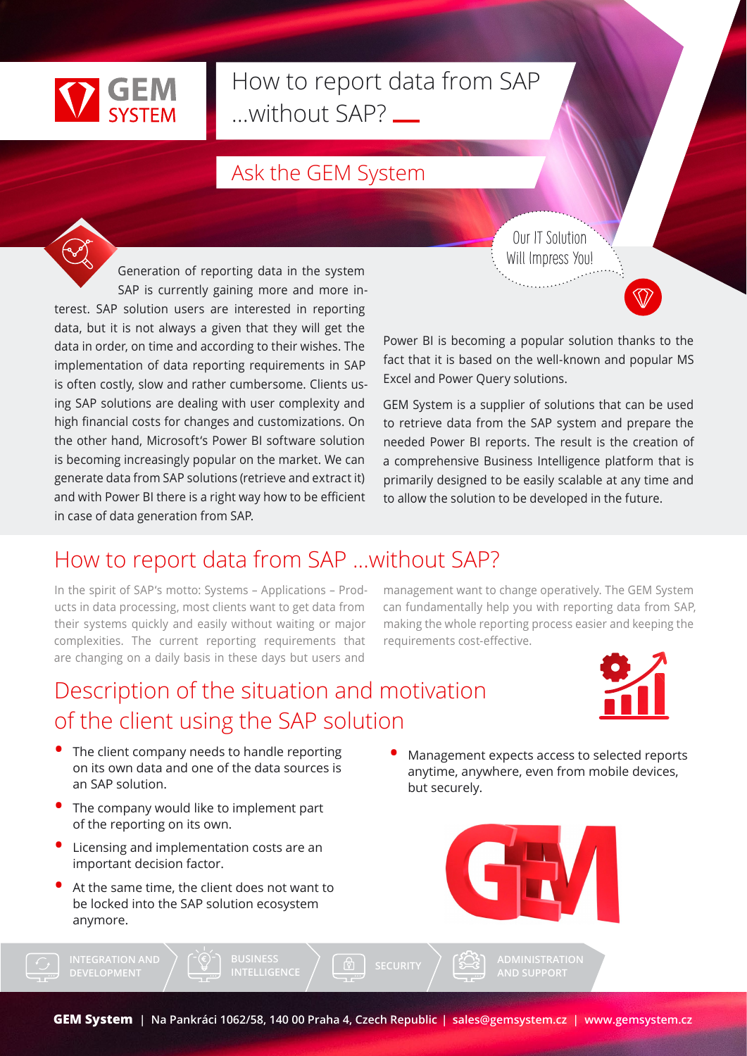# How to report data from SAP ...without SAP?

## Ask the GEM System

Our IT Solution Will Impress You!

Generation of reporting data in the system SAP is currently gaining more and more interest. SAP solution users are interested in reporting data, but it is not always a given that they will get the data in order, on time and according to their wishes. The implementation of data reporting requirements in SAP is often costly, slow and rather cumbersome. Clients using SAP solutions are dealing with user complexity and high financial costs for changes and customizations. On the other hand, Microsoft's Power BI software solution is becoming increasingly popular on the market. We can generate data from SAP solutions (retrieve and extract it) and with Power BI there is a right way how to be efficient in case of data generation from SAP.

Power BI is becoming a popular solution thanks to the fact that it is based on the well-known and popular MS Excel and Power Query solutions.

GEM System is a supplier of solutions that can be used to retrieve data from the SAP system and prepare the needed Power BI reports. The result is the creation of a comprehensive Business Intelligence platform that is primarily designed to be easily scalable at any time and to allow the solution to be developed in the future.

## How to report data from SAP ...without SAP?

In the spirit of SAP's motto: Systems – Applications – Products in data processing, most clients want to get data from their systems quickly and easily without waiting or major complexities. The current reporting requirements that are changing on a daily basis in these days but users and management want to change operatively. The GEM System can fundamentally help you with reporting data from SAP, making the whole reporting process easier and keeping the requirements cost-effective.

## Description of the situation and motivation of the client using the SAP solution

- The client company needs to handle reporting on its own data and one of the data sources is an SAP solution.
- The company would like to implement part of the reporting on its own.
- Licensing and implementation costs are an important decision factor.
- At the same time, the client does not want to be locked into the SAP solution ecosystem anymore.
- Management expects access to selected reports anytime, anywhere, even from mobile devices, but securely.

INTEGRATION AND DEVELOPMENT | BUSINESS INTELLIGENCE | SECURITY | ADMINISTRATION AND SUPPORT

**GEM System** | Na Pankráci 1062/58, 140 00 Praha 4, Czech Republic | sales@gemsystem.cz | www.gemsystem.cz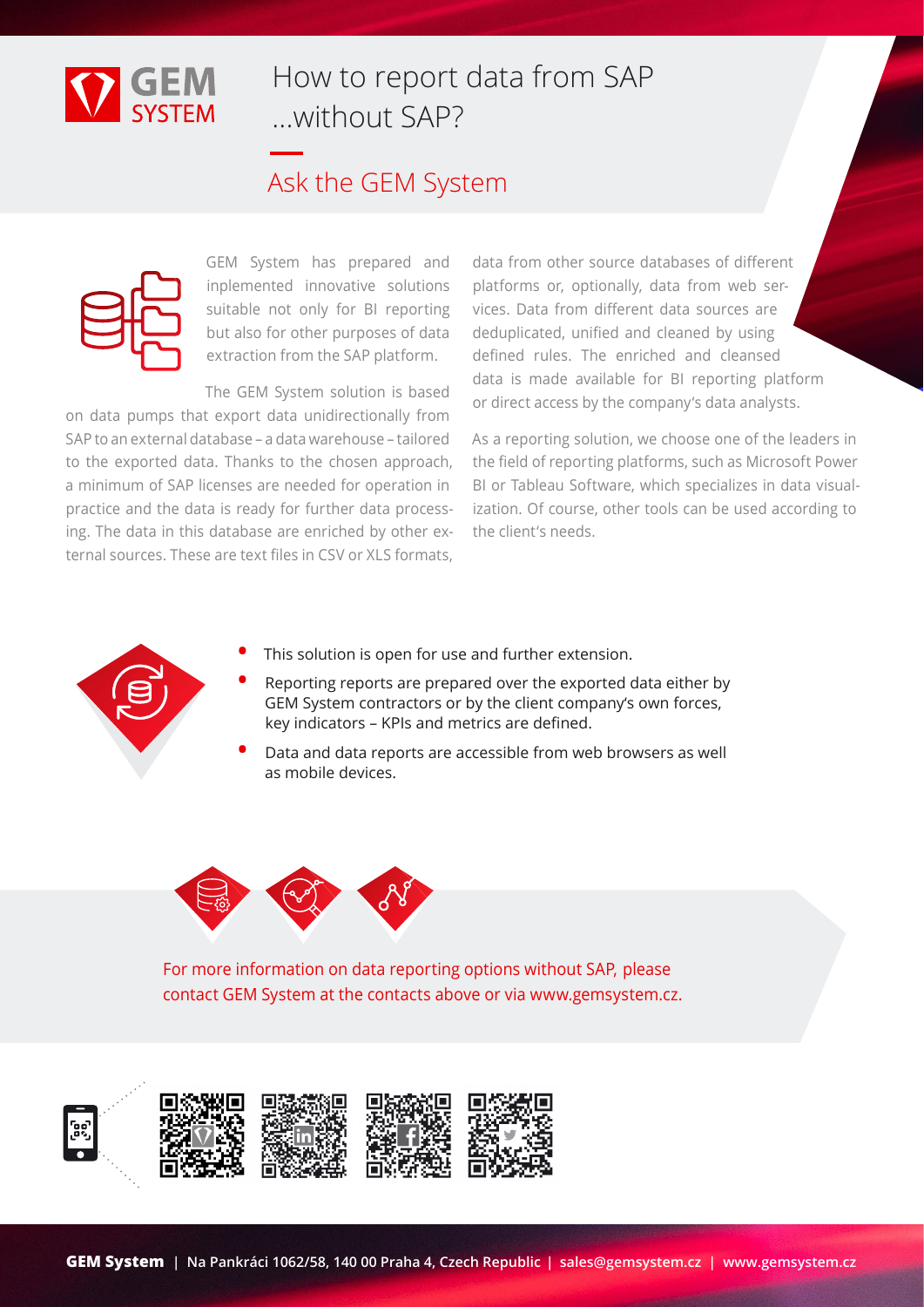# How to report data from SAP ...without SAP?

## Ask the GEM System

GEM System has prepared and inplemented innovative solutions suitable not only for BI reporting but also for other purposes of data extraction from the SAP platform.

The GEM System solution is based on data pumps that export data unidirectionally from SAP to an external database – a data warehouse – tailored to the exported data. Thanks to the chosen approach, a minimum of SAP licenses are needed for operation in practice and the data is ready for further data processing. The data in this database are enriched by other external sources. These are text files in CSV or XLS formats, data from other source databases of different platforms or, optionally, data from web services. Data from different data sources are deduplicated, unified and cleaned by using defined rules. The enriched and cleansed data is made available for BI reporting platform or direct access by the company's data analysts.

As a reporting solution, we choose one of the leaders in the field of reporting platforms, such as Microsoft Power BI or Tableau Software, which specializes in data visualization. Of course, other tools can be used according to the client's needs.

- This solution is open for use and further extension.
- Reporting reports are prepared over the exported data either by GEM System contractors or by the client company's own forces, key indicators – KPIs and metrics are defined.
- Data and data reports are accessible from web browsers as well as mobile devices.

For more information on data reporting options without SAP, please contact GEM System at the contacts above or via www.gemsystem.cz.

**GEM System** | Na Pankráci 1062/58, 140 00 Praha 4, Czech Republic | sales@gemsystem.cz | www.gemsystem.cz